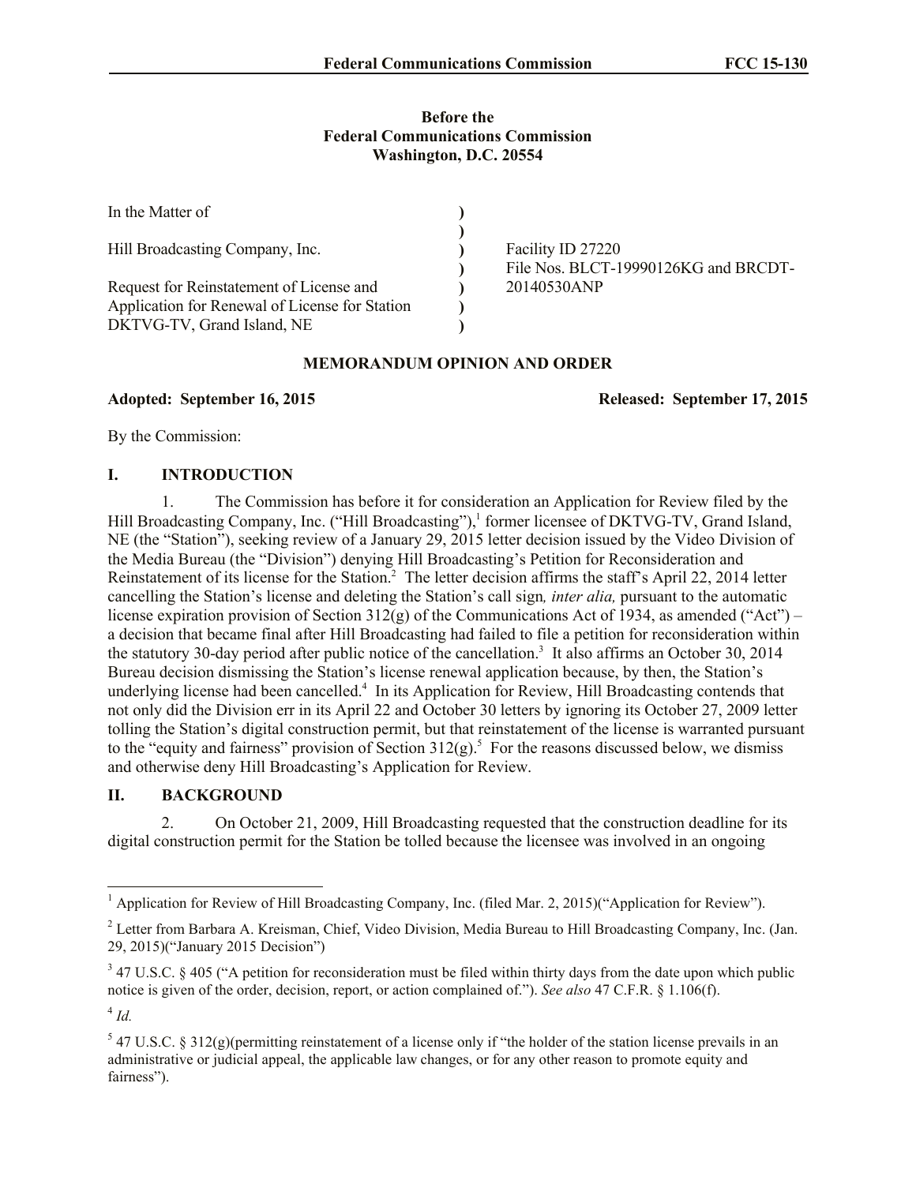**Before the**
**Federal Communications Commission**
**Washington, D.C. 20554**

| | | |
|---|---|---|
| In the Matter of | ) | |
| | ) | |
| Hill Broadcasting Company, Inc. | ) | Facility ID 27220 |
| | ) | File Nos. BLCT-19990126KG and BRCDT-20140530ANP |
| Request for Reinstatement of License and Application for Renewal of License for Station DKTVG-TV, Grand Island, NE | ) | |

## MEMORANDUM OPINION AND ORDER

**Adopted: September 16, 2015** **Released: September 17, 2015**

By the Commission:

## I. INTRODUCTION

1. The Commission has before it for consideration an Application for Review filed by the Hill Broadcasting Company, Inc. ("Hill Broadcasting"),[1] former licensee of DKTVG-TV, Grand Island, NE (the "Station"), seeking review of a January 29, 2015 letter decision issued by the Video Division of the Media Bureau (the "Division") denying Hill Broadcasting's Petition for Reconsideration and Reinstatement of its license for the Station.[2] The letter decision affirms the staff's April 22, 2014 letter cancelling the Station's license and deleting the Station's call sign*, inter alia,* pursuant to the automatic license expiration provision of Section 312(g) of the Communications Act of 1934, as amended ("Act") – a decision that became final after Hill Broadcasting had failed to file a petition for reconsideration within the statutory 30-day period after public notice of the cancellation.[3] It also affirms an October 30, 2014 Bureau decision dismissing the Station's license renewal application because, by then, the Station's underlying license had been cancelled.[4] In its Application for Review, Hill Broadcasting contends that not only did the Division err in its April 22 and October 30 letters by ignoring its October 27, 2009 letter tolling the Station's digital construction permit, but that reinstatement of the license is warranted pursuant to the "equity and fairness" provision of Section 312(g).[5] For the reasons discussed below, we dismiss and otherwise deny Hill Broadcasting's Application for Review.

## II. BACKGROUND

2. On October 21, 2009, Hill Broadcasting requested that the construction deadline for its digital construction permit for the Station be tolled because the licensee was involved in an ongoing

---

[1] Application for Review of Hill Broadcasting Company, Inc. (filed Mar. 2, 2015)("Application for Review").

[2] Letter from Barbara A. Kreisman, Chief, Video Division, Media Bureau to Hill Broadcasting Company, Inc. (Jan. 29, 2015)("January 2015 Decision")

[3] 47 U.S.C. § 405 ("A petition for reconsideration must be filed within thirty days from the date upon which public notice is given of the order, decision, report, or action complained of."). *See also* 47 C.F.R. § 1.106(f).

[4] *Id.*

[5] 47 U.S.C. § 312(g)(permitting reinstatement of a license only if "the holder of the station license prevails in an administrative or judicial appeal, the applicable law changes, or for any other reason to promote equity and fairness").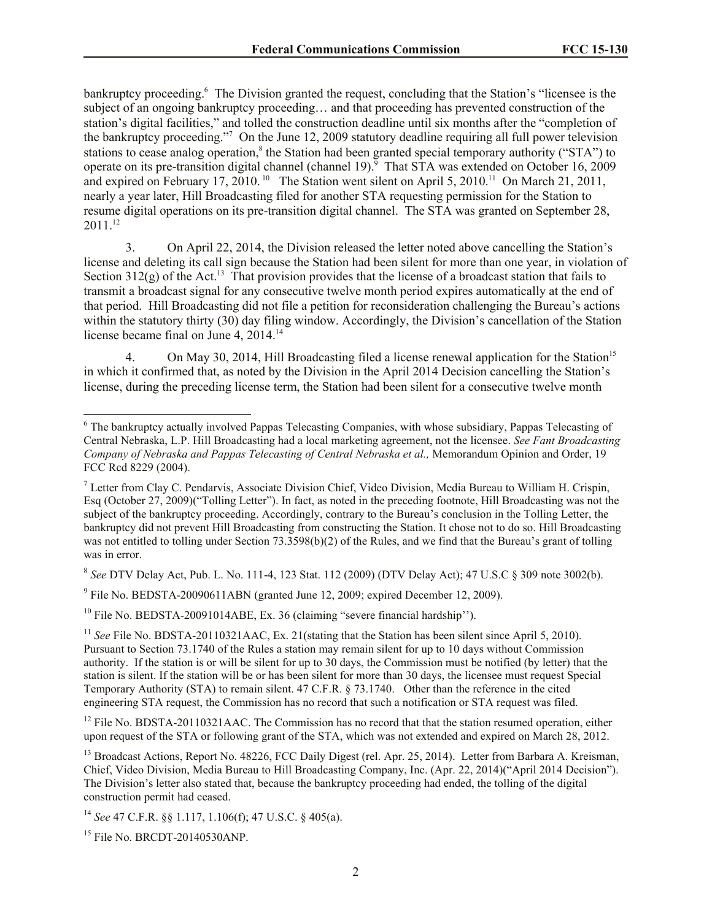bankruptcy proceeding.[6] The Division granted the request, concluding that the Station's "licensee is the subject of an ongoing bankruptcy proceeding… and that proceeding has prevented construction of the station's digital facilities," and tolled the construction deadline until six months after the "completion of the bankruptcy proceeding."[7] On the June 12, 2009 statutory deadline requiring all full power television stations to cease analog operation,[8] the Station had been granted special temporary authority ("STA") to operate on its pre-transition digital channel (channel 19).[9] That STA was extended on October 16, 2009 and expired on February 17, 2010.[10] The Station went silent on April 5, 2010.[11] On March 21, 2011, nearly a year later, Hill Broadcasting filed for another STA requesting permission for the Station to resume digital operations on its pre-transition digital channel. The STA was granted on September 28, 2011.[12]

3. On April 22, 2014, the Division released the letter noted above cancelling the Station's license and deleting its call sign because the Station had been silent for more than one year, in violation of Section 312(g) of the Act.[13] That provision provides that the license of a broadcast station that fails to transmit a broadcast signal for any consecutive twelve month period expires automatically at the end of that period. Hill Broadcasting did not file a petition for reconsideration challenging the Bureau's actions within the statutory thirty (30) day filing window. Accordingly, the Division's cancellation of the Station license became final on June 4, 2014.[14]

4. On May 30, 2014, Hill Broadcasting filed a license renewal application for the Station[15] in which it confirmed that, as noted by the Division in the April 2014 Decision cancelling the Station's license, during the preceding license term, the Station had been silent for a consecutive twelve month

---

[6] The bankruptcy actually involved Pappas Telecasting Companies, with whose subsidiary, Pappas Telecasting of Central Nebraska, L.P. Hill Broadcasting had a local marketing agreement, not the licensee. *See Fant Broadcasting Company of Nebraska and Pappas Telecasting of Central Nebraska et al.,* Memorandum Opinion and Order, 19 FCC Rcd 8229 (2004).

[7] Letter from Clay C. Pendarvis, Associate Division Chief, Video Division, Media Bureau to William H. Crispin, Esq (October 27, 2009)("Tolling Letter"). In fact, as noted in the preceding footnote, Hill Broadcasting was not the subject of the bankruptcy proceeding. Accordingly, contrary to the Bureau's conclusion in the Tolling Letter, the bankruptcy did not prevent Hill Broadcasting from constructing the Station. It chose not to do so. Hill Broadcasting was not entitled to tolling under Section 73.3598(b)(2) of the Rules, and we find that the Bureau's grant of tolling was in error.

[8] *See* DTV Delay Act, Pub. L. No. 111-4, 123 Stat. 112 (2009) (DTV Delay Act); 47 U.S.C § 309 note 3002(b).

[9] File No. BEDSTA-20090611ABN (granted June 12, 2009; expired December 12, 2009).

[10] File No. BEDSTA-20091014ABE, Ex. 36 (claiming "severe financial hardship'').

[11] *See* File No. BDSTA-20110321AAC, Ex. 21(stating that the Station has been silent since April 5, 2010). Pursuant to Section 73.1740 of the Rules a station may remain silent for up to 10 days without Commission authority. If the station is or will be silent for up to 30 days, the Commission must be notified (by letter) that the station is silent. If the station will be or has been silent for more than 30 days, the licensee must request Special Temporary Authority (STA) to remain silent. 47 C.F.R. § 73.1740. Other than the reference in the cited engineering STA request, the Commission has no record that such a notification or STA request was filed.

[12] File No. BDSTA-20110321AAC. The Commission has no record that that the station resumed operation, either upon request of the STA or following grant of the STA, which was not extended and expired on March 28, 2012.

[13] Broadcast Actions, Report No. 48226, FCC Daily Digest (rel. Apr. 25, 2014). Letter from Barbara A. Kreisman, Chief, Video Division, Media Bureau to Hill Broadcasting Company, Inc. (Apr. 22, 2014)("April 2014 Decision"). The Division's letter also stated that, because the bankruptcy proceeding had ended, the tolling of the digital construction permit had ceased.

[14] *See* 47 C.F.R. §§ 1.117, 1.106(f); 47 U.S.C. § 405(a).

[15] File No. BRCDT-20140530ANP.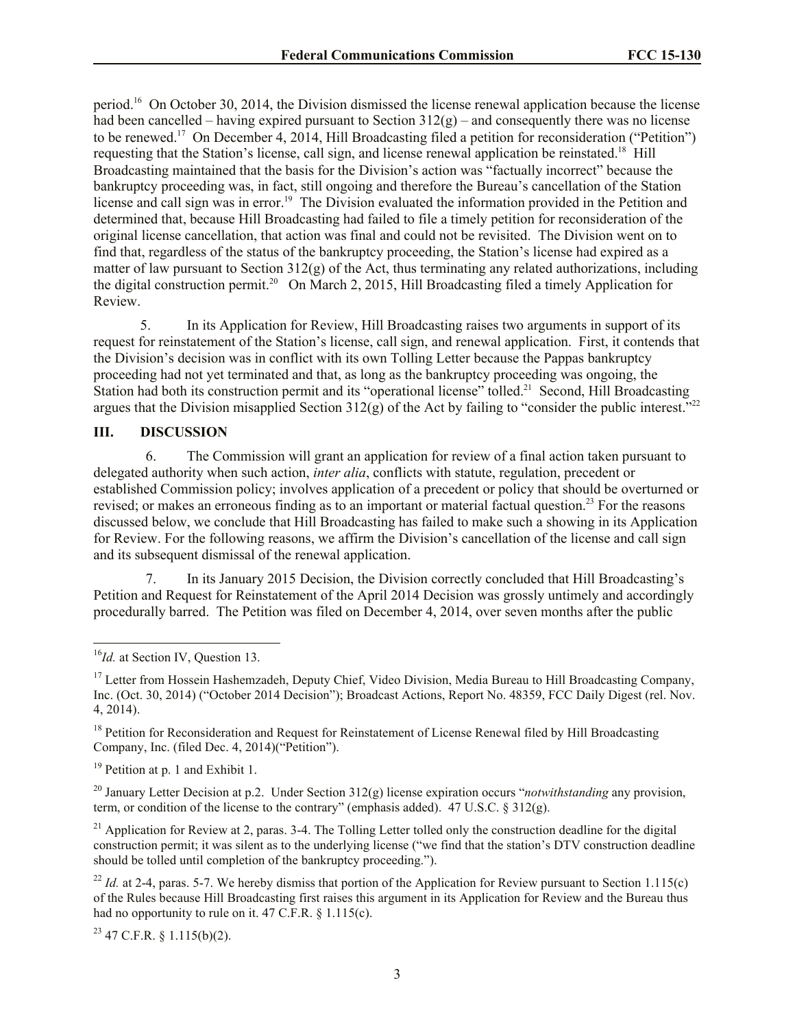period.[16] On October 30, 2014, the Division dismissed the license renewal application because the license had been cancelled – having expired pursuant to Section 312(g) – and consequently there was no license to be renewed.[17] On December 4, 2014, Hill Broadcasting filed a petition for reconsideration ("Petition") requesting that the Station's license, call sign, and license renewal application be reinstated.[18] Hill Broadcasting maintained that the basis for the Division's action was "factually incorrect" because the bankruptcy proceeding was, in fact, still ongoing and therefore the Bureau's cancellation of the Station license and call sign was in error.[19] The Division evaluated the information provided in the Petition and determined that, because Hill Broadcasting had failed to file a timely petition for reconsideration of the original license cancellation, that action was final and could not be revisited. The Division went on to find that, regardless of the status of the bankruptcy proceeding, the Station's license had expired as a matter of law pursuant to Section 312(g) of the Act, thus terminating any related authorizations, including the digital construction permit.[20] On March 2, 2015, Hill Broadcasting filed a timely Application for Review.

5. In its Application for Review, Hill Broadcasting raises two arguments in support of its request for reinstatement of the Station's license, call sign, and renewal application. First, it contends that the Division's decision was in conflict with its own Tolling Letter because the Pappas bankruptcy proceeding had not yet terminated and that, as long as the bankruptcy proceeding was ongoing, the Station had both its construction permit and its "operational license" tolled.[21] Second, Hill Broadcasting argues that the Division misapplied Section 312(g) of the Act by failing to "consider the public interest."[22]

## III. DISCUSSION

6. The Commission will grant an application for review of a final action taken pursuant to delegated authority when such action, *inter alia*, conflicts with statute, regulation, precedent or established Commission policy; involves application of a precedent or policy that should be overturned or revised; or makes an erroneous finding as to an important or material factual question.[23] For the reasons discussed below, we conclude that Hill Broadcasting has failed to make such a showing in its Application for Review. For the following reasons, we affirm the Division's cancellation of the license and call sign and its subsequent dismissal of the renewal application.

7. In its January 2015 Decision, the Division correctly concluded that Hill Broadcasting's Petition and Request for Reinstatement of the April 2014 Decision was grossly untimely and accordingly procedurally barred. The Petition was filed on December 4, 2014, over seven months after the public

---

[16] *Id.* at Section IV, Question 13.

[17] Letter from Hossein Hashemzadeh, Deputy Chief, Video Division, Media Bureau to Hill Broadcasting Company, Inc. (Oct. 30, 2014) ("October 2014 Decision"); Broadcast Actions, Report No. 48359, FCC Daily Digest (rel. Nov. 4, 2014).

[18] Petition for Reconsideration and Request for Reinstatement of License Renewal filed by Hill Broadcasting Company, Inc. (filed Dec. 4, 2014)("Petition").

[19] Petition at p. 1 and Exhibit 1.

[20] January Letter Decision at p.2. Under Section 312(g) license expiration occurs "*notwithstanding* any provision, term, or condition of the license to the contrary" (emphasis added). 47 U.S.C. § 312(g).

[21] Application for Review at 2, paras. 3-4. The Tolling Letter tolled only the construction deadline for the digital construction permit; it was silent as to the underlying license ("we find that the station's DTV construction deadline should be tolled until completion of the bankruptcy proceeding.").

[22] *Id.* at 2-4, paras. 5-7. We hereby dismiss that portion of the Application for Review pursuant to Section 1.115(c) of the Rules because Hill Broadcasting first raises this argument in its Application for Review and the Bureau thus had no opportunity to rule on it. 47 C.F.R. § 1.115(c).

[23] 47 C.F.R. § 1.115(b)(2).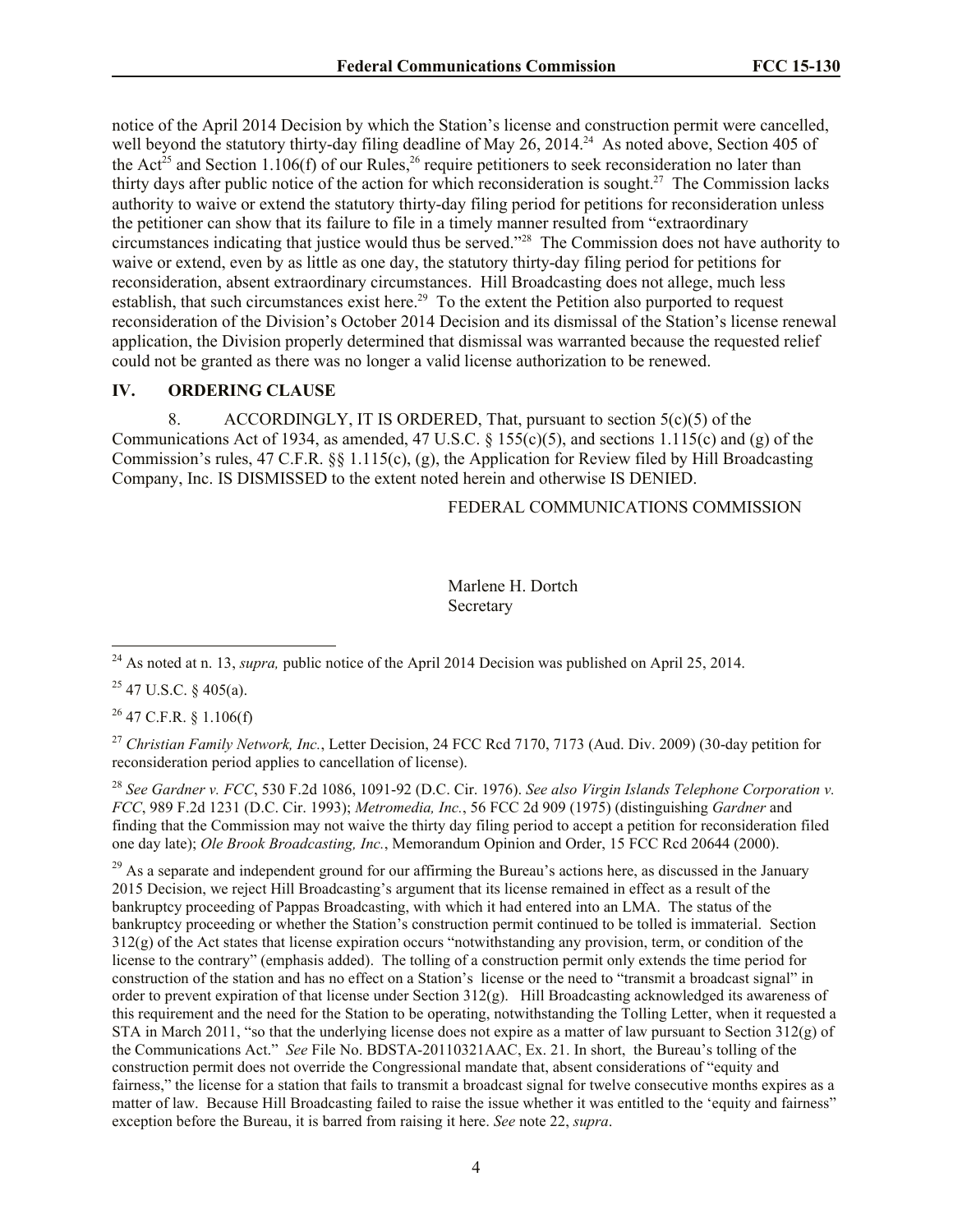notice of the April 2014 Decision by which the Station's license and construction permit were cancelled, well beyond the statutory thirty-day filing deadline of May 26, 2014.[24] As noted above, Section 405 of the Act[25] and Section 1.106(f) of our Rules,[26] require petitioners to seek reconsideration no later than thirty days after public notice of the action for which reconsideration is sought.[27] The Commission lacks authority to waive or extend the statutory thirty-day filing period for petitions for reconsideration unless the petitioner can show that its failure to file in a timely manner resulted from "extraordinary circumstances indicating that justice would thus be served."[28] The Commission does not have authority to waive or extend, even by as little as one day, the statutory thirty-day filing period for petitions for reconsideration, absent extraordinary circumstances. Hill Broadcasting does not allege, much less establish, that such circumstances exist here.[29] To the extent the Petition also purported to request reconsideration of the Division's October 2014 Decision and its dismissal of the Station's license renewal application, the Division properly determined that dismissal was warranted because the requested relief could not be granted as there was no longer a valid license authorization to be renewed.

## IV. ORDERING CLAUSE

8. ACCORDINGLY, IT IS ORDERED, That, pursuant to section 5(c)(5) of the Communications Act of 1934, as amended, 47 U.S.C. § 155(c)(5), and sections 1.115(c) and (g) of the Commission's rules, 47 C.F.R. §§ 1.115(c), (g), the Application for Review filed by Hill Broadcasting Company, Inc. IS DISMISSED to the extent noted herein and otherwise IS DENIED.

FEDERAL COMMUNICATIONS COMMISSION

Marlene H. Dortch
Secretary

---

[24] As noted at n. 13, *supra,* public notice of the April 2014 Decision was published on April 25, 2014.

[25] 47 U.S.C. § 405(a).

[26] 47 C.F.R. § 1.106(f)

[27] *Christian Family Network, Inc.*, Letter Decision, 24 FCC Rcd 7170, 7173 (Aud. Div. 2009) (30-day petition for reconsideration period applies to cancellation of license).

[28] *See Gardner v. FCC*, 530 F.2d 1086, 1091-92 (D.C. Cir. 1976). *See also Virgin Islands Telephone Corporation v. FCC*, 989 F.2d 1231 (D.C. Cir. 1993); *Metromedia, Inc.*, 56 FCC 2d 909 (1975) (distinguishing *Gardner* and finding that the Commission may not waive the thirty day filing period to accept a petition for reconsideration filed one day late); *Ole Brook Broadcasting, Inc.*, Memorandum Opinion and Order, 15 FCC Rcd 20644 (2000).

[29] As a separate and independent ground for our affirming the Bureau's actions here, as discussed in the January 2015 Decision, we reject Hill Broadcasting's argument that its license remained in effect as a result of the bankruptcy proceeding of Pappas Broadcasting, with which it had entered into an LMA. The status of the bankruptcy proceeding or whether the Station's construction permit continued to be tolled is immaterial. Section 312(g) of the Act states that license expiration occurs "notwithstanding any provision, term, or condition of the license to the contrary" (emphasis added). The tolling of a construction permit only extends the time period for construction of the station and has no effect on a Station's license or the need to "transmit a broadcast signal" in order to prevent expiration of that license under Section 312(g). Hill Broadcasting acknowledged its awareness of this requirement and the need for the Station to be operating, notwithstanding the Tolling Letter, when it requested a STA in March 2011, "so that the underlying license does not expire as a matter of law pursuant to Section 312(g) of the Communications Act." *See* File No. BDSTA-20110321AAC, Ex. 21. In short, the Bureau's tolling of the construction permit does not override the Congressional mandate that, absent considerations of "equity and fairness," the license for a station that fails to transmit a broadcast signal for twelve consecutive months expires as a matter of law. Because Hill Broadcasting failed to raise the issue whether it was entitled to the 'equity and fairness" exception before the Bureau, it is barred from raising it here. *See* note 22, *supra*.